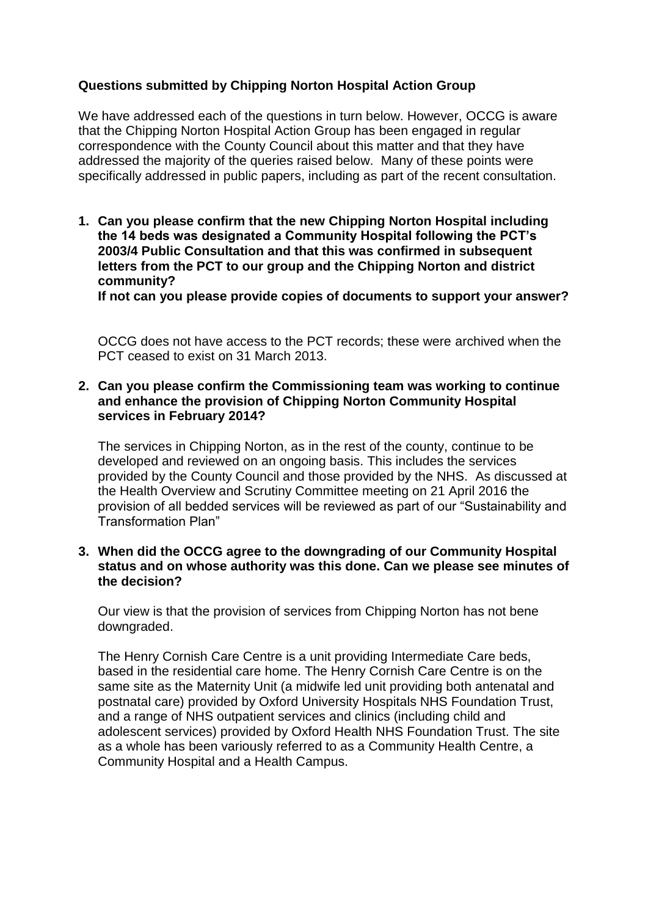**Questions submitted by Chipping Norton Hospital Action Group**

We have addressed each of the questions in turn below. However, OCCG is aware that the Chipping Norton Hospital Action Group has been engaged in regular correspondence with the County Council about this matter and that they have addressed the majority of the queries raised below. Many of these points were specifically addressed in public papers, including as part of the recent consultation.

1. **Can you please confirm that the new Chipping Norton Hospital including the 14 beds was designated a Community Hospital following the PCT's 2003/4 Public Consultation and that this was confirmed in subsequent letters from the PCT to our group and the Chipping Norton and district community?**
   **If not can you please provide copies of documents to support your answer?**

   OCCG does not have access to the PCT records; these were archived when the PCT ceased to exist on 31 March 2013.

2. **Can you please confirm the Commissioning team was working to continue and enhance the provision of Chipping Norton Community Hospital services in February 2014?**

   The services in Chipping Norton, as in the rest of the county, continue to be developed and reviewed on an ongoing basis. This includes the services provided by the County Council and those provided by the NHS. As discussed at the Health Overview and Scrutiny Committee meeting on 21 April 2016 the provision of all bedded services will be reviewed as part of our "Sustainability and Transformation Plan"

3. **When did the OCCG agree to the downgrading of our Community Hospital status and on whose authority was this done. Can we please see minutes of the decision?**

   Our view is that the provision of services from Chipping Norton has not bene downgraded.

   The Henry Cornish Care Centre is a unit providing Intermediate Care beds, based in the residential care home. The Henry Cornish Care Centre is on the same site as the Maternity Unit (a midwife led unit providing both antenatal and postnatal care) provided by Oxford University Hospitals NHS Foundation Trust, and a range of NHS outpatient services and clinics (including child and adolescent services) provided by Oxford Health NHS Foundation Trust. The site as a whole has been variously referred to as a Community Health Centre, a Community Hospital and a Health Campus.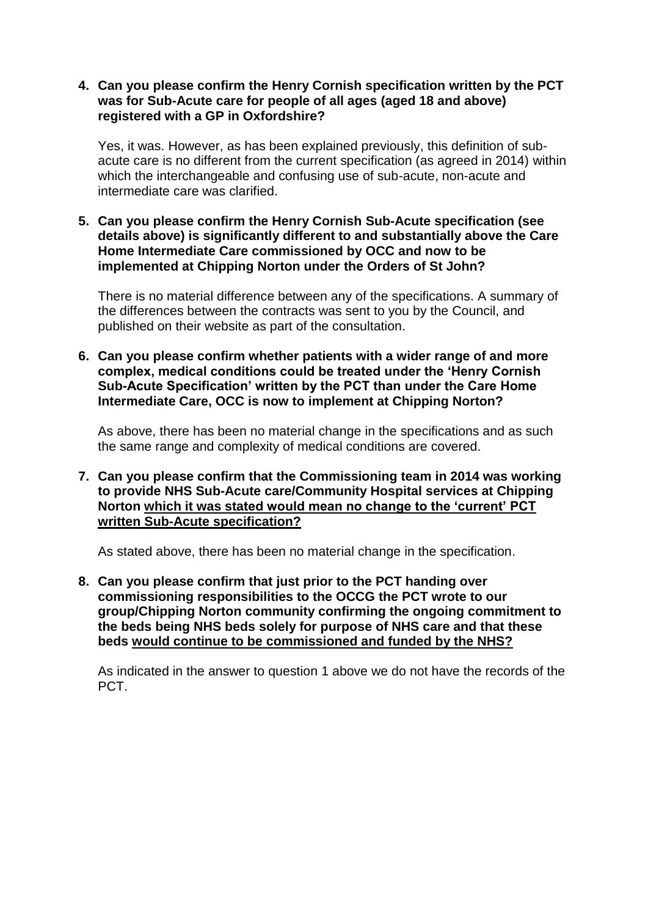4. **Can you please confirm the Henry Cornish specification written by the PCT was for Sub-Acute care for people of all ages (aged 18 and above) registered with a GP in Oxfordshire?**

   Yes, it was. However, as has been explained previously, this definition of sub-acute care is no different from the current specification (as agreed in 2014) within which the interchangeable and confusing use of sub-acute, non-acute and intermediate care was clarified.

5. **Can you please confirm the Henry Cornish Sub-Acute specification (see details above) is significantly different to and substantially above the Care Home Intermediate Care commissioned by OCC and now to be implemented at Chipping Norton under the Orders of St John?**

   There is no material difference between any of the specifications. A summary of the differences between the contracts was sent to you by the Council, and published on their website as part of the consultation.

6. **Can you please confirm whether patients with a wider range of and more complex, medical conditions could be treated under the 'Henry Cornish Sub-Acute Specification' written by the PCT than under the Care Home Intermediate Care, OCC is now to implement at Chipping Norton?**

   As above, there has been no material change in the specifications and as such the same range and complexity of medical conditions are covered.

7. **Can you please confirm that the Commissioning team in 2014 was working to provide NHS Sub-Acute care/Community Hospital services at Chipping Norton <u>which it was stated would mean no change to the 'current' PCT written Sub-Acute specification?</u>**

   As stated above, there has been no material change in the specification.

8. **Can you please confirm that just prior to the PCT handing over commissioning responsibilities to the OCCG the PCT wrote to our group/Chipping Norton community confirming the ongoing commitment to the beds being NHS beds solely for purpose of NHS care and that these beds <u>would continue to be commissioned and funded by the NHS?</u>**

   As indicated in the answer to question 1 above we do not have the records of the PCT.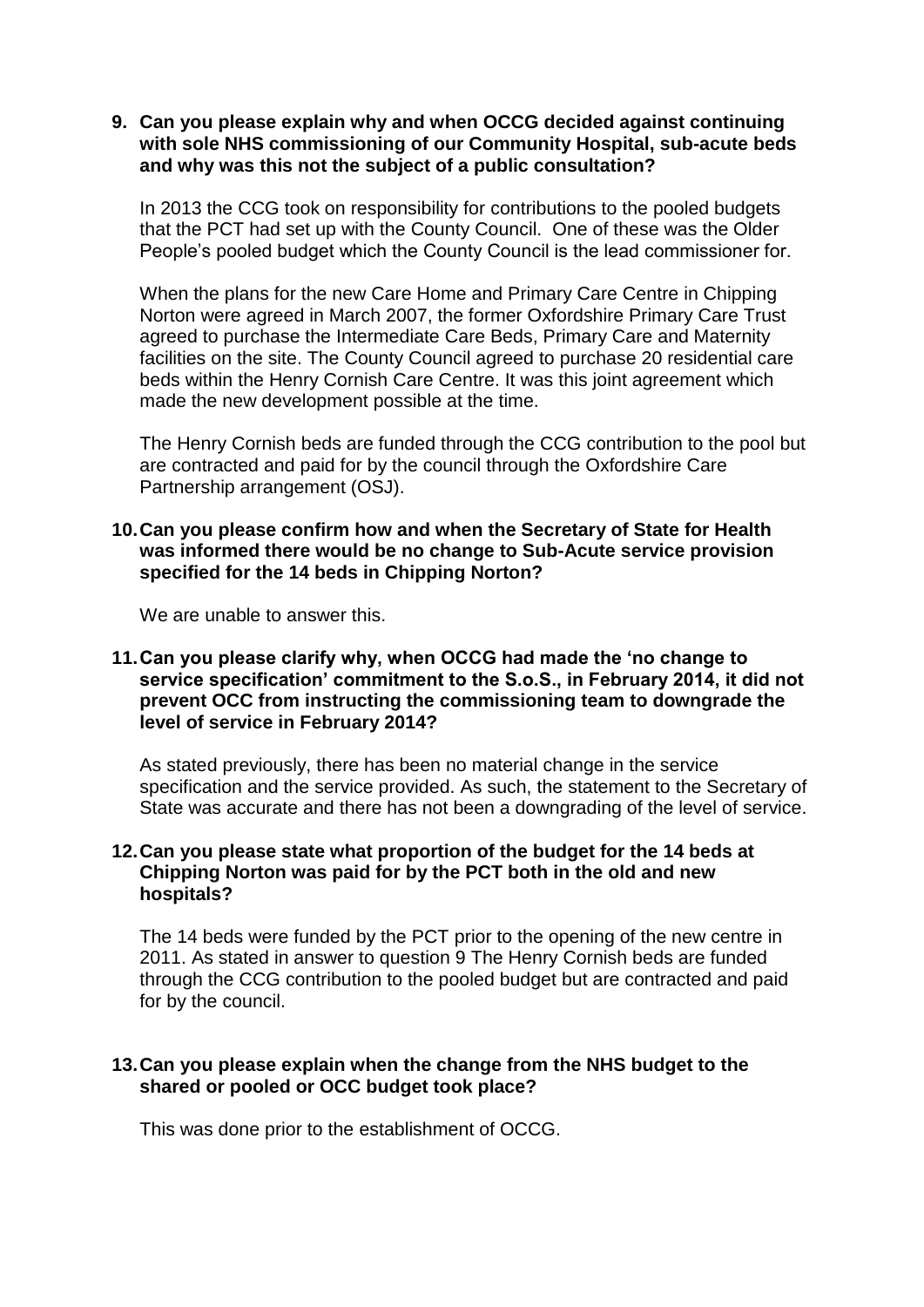**9. Can you please explain why and when OCCG decided against continuing with sole NHS commissioning of our Community Hospital, sub-acute beds and why was this not the subject of a public consultation?**

In 2013 the CCG took on responsibility for contributions to the pooled budgets that the PCT had set up with the County Council. One of these was the Older People's pooled budget which the County Council is the lead commissioner for.

When the plans for the new Care Home and Primary Care Centre in Chipping Norton were agreed in March 2007, the former Oxfordshire Primary Care Trust agreed to purchase the Intermediate Care Beds, Primary Care and Maternity facilities on the site. The County Council agreed to purchase 20 residential care beds within the Henry Cornish Care Centre. It was this joint agreement which made the new development possible at the time.

The Henry Cornish beds are funded through the CCG contribution to the pool but are contracted and paid for by the council through the Oxfordshire Care Partnership arrangement (OSJ).

**10. Can you please confirm how and when the Secretary of State for Health was informed there would be no change to Sub-Acute service provision specified for the 14 beds in Chipping Norton?**

We are unable to answer this.

**11. Can you please clarify why, when OCCG had made the 'no change to service specification' commitment to the S.o.S., in February 2014, it did not prevent OCC from instructing the commissioning team to downgrade the level of service in February 2014?**

As stated previously, there has been no material change in the service specification and the service provided. As such, the statement to the Secretary of State was accurate and there has not been a downgrading of the level of service.

**12. Can you please state what proportion of the budget for the 14 beds at Chipping Norton was paid for by the PCT both in the old and new hospitals?**

The 14 beds were funded by the PCT prior to the opening of the new centre in 2011. As stated in answer to question 9 The Henry Cornish beds are funded through the CCG contribution to the pooled budget but are contracted and paid for by the council.

**13. Can you please explain when the change from the NHS budget to the shared or pooled or OCC budget took place?**

This was done prior to the establishment of OCCG.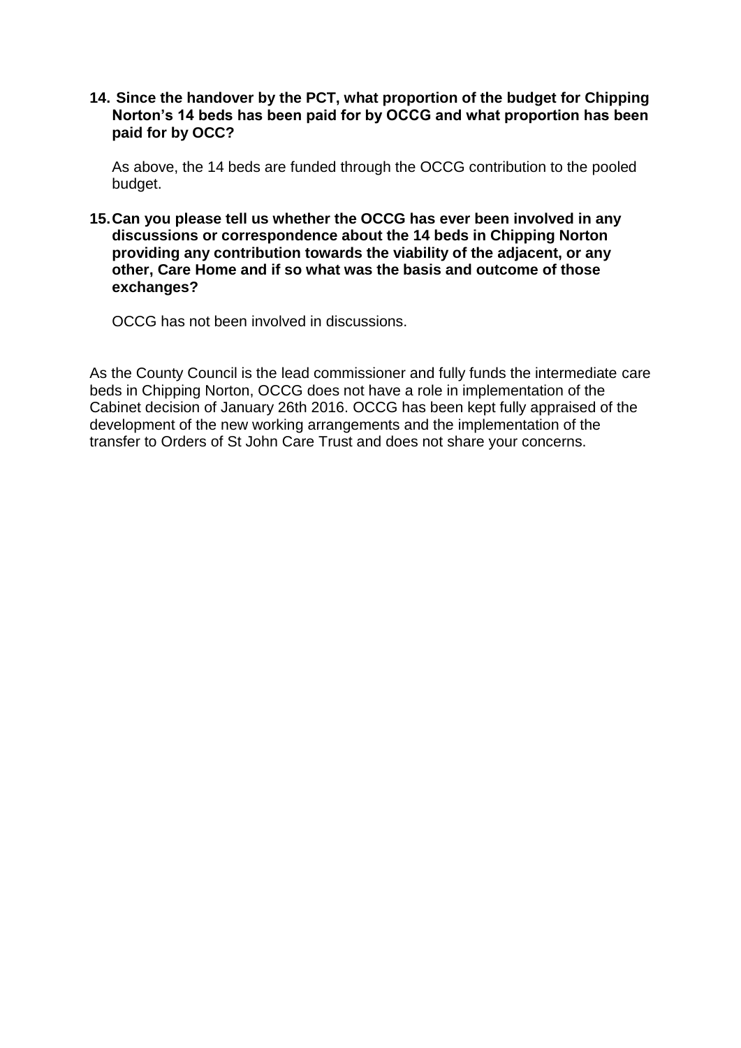14. **Since the handover by the PCT, what proportion of the budget for Chipping Norton's 14 beds has been paid for by OCCG and what proportion has been paid for by OCC?**

    As above, the 14 beds are funded through the OCCG contribution to the pooled budget.

15. **Can you please tell us whether the OCCG has ever been involved in any discussions or correspondence about the 14 beds in Chipping Norton providing any contribution towards the viability of the adjacent, or any other, Care Home and if so what was the basis and outcome of those exchanges?**

    OCCG has not been involved in discussions.

As the County Council is the lead commissioner and fully funds the intermediate care beds in Chipping Norton, OCCG does not have a role in implementation of the Cabinet decision of January 26th 2016. OCCG has been kept fully appraised of the development of the new working arrangements and the implementation of the transfer to Orders of St John Care Trust and does not share your concerns.